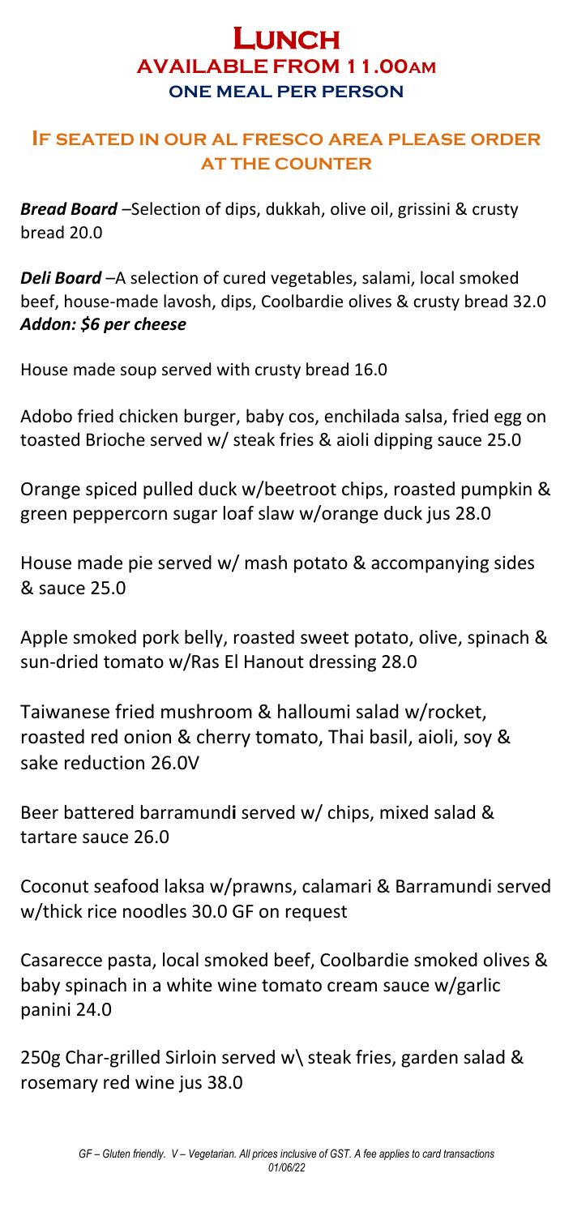# Lunch
## AVAILABLE FROM 11.00am
### ONE MEAL PER PERSON

### If seated in our al fresco area please order at the counter

***Bread Board*** –Selection of dips, dukkah, olive oil, grissini & crusty bread 20.0

***Deli Board*** –A selection of cured vegetables, salami, local smoked beef, house-made lavosh, dips, Coolbardie olives & crusty bread 32.0
***Addon: $6 per cheese***

House made soup served with crusty bread 16.0

Adobo fried chicken burger, baby cos, enchilada salsa, fried egg on toasted Brioche served w/ steak fries & aioli dipping sauce 25.0

Orange spiced pulled duck w/beetroot chips, roasted pumpkin & green peppercorn sugar loaf slaw w/orange duck jus 28.0

House made pie served w/ mash potato & accompanying sides & sauce 25.0

Apple smoked pork belly, roasted sweet potato, olive, spinach & sun-dried tomato w/Ras El Hanout dressing 28.0

Taiwanese fried mushroom & halloumi salad w/rocket, roasted red onion & cherry tomato, Thai basil, aioli, soy & sake reduction 26.0V

Beer battered barramundi served w/ chips, mixed salad & tartare sauce 26.0

Coconut seafood laksa w/prawns, calamari & Barramundi served w/thick rice noodles 30.0 GF on request

Casarecce pasta, local smoked beef, Coolbardie smoked olives & baby spinach in a white wine tomato cream sauce w/garlic panini 24.0

250g Char-grilled Sirloin served w\ steak fries, garden salad & rosemary red wine jus 38.0

*GF – Gluten friendly. V – Vegetarian. All prices inclusive of GST. A fee applies to card transactions*
*01/06/22*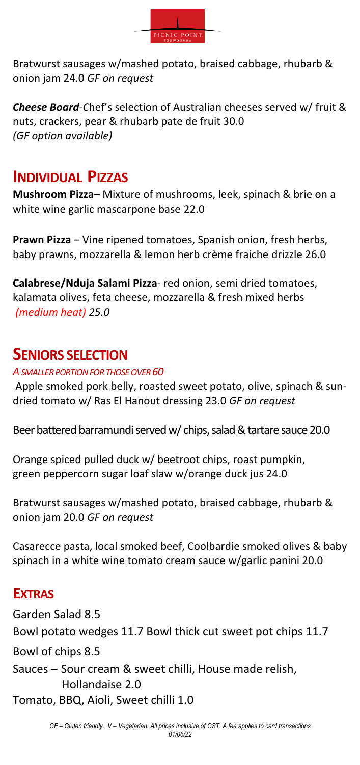Bratwurst sausages w/mashed potato, braised cabbage, rhubarb & onion jam 24.0 *GF on request*

***Cheese Board*** *-C*hef's selection of Australian cheeses served w/ fruit & nuts, crackers, pear & rhubarb pate de fruit 30.0
*(GF option available)*

## INDIVIDUAL PIZZAS

**Mushroom Pizza**– Mixture of mushrooms, leek, spinach & brie on a white wine garlic mascarpone base 22.0

**Prawn Pizza** – Vine ripened tomatoes, Spanish onion, fresh herbs, baby prawns, mozzarella & lemon herb crème fraiche drizzle 26.0

**Calabrese/Nduja Salami Pizza**- red onion, semi dried tomatoes, kalamata olives, feta cheese, mozzarella & fresh mixed herbs
*(medium heat) 25.0*

## SENIORS SELECTION

*A SMALLER PORTION FOR THOSE OVER 60*

Apple smoked pork belly, roasted sweet potato, olive, spinach & sun-dried tomato w/ Ras El Hanout dressing 23.0 *GF on request*

Beer battered barramundi served w/ chips, salad & tartare sauce 20.0

Orange spiced pulled duck w/ beetroot chips, roast pumpkin, green peppercorn sugar loaf slaw w/orange duck jus 24.0

Bratwurst sausages w/mashed potato, braised cabbage, rhubarb & onion jam 20.0 *GF on request*

Casarecce pasta, local smoked beef, Coolbardie smoked olives & baby spinach in a white wine tomato cream sauce w/garlic panini 20.0

## EXTRAS

Garden Salad 8.5
Bowl potato wedges 11.7 Bowl thick cut sweet pot chips 11.7
Bowl of chips 8.5
Sauces – Sour cream & sweet chilli, House made relish, Hollandaise 2.0
Tomato, BBQ, Aioli, Sweet chilli 1.0

*GF – Gluten friendly. V – Vegetarian. All prices inclusive of GST. A fee applies to card transactions*
*01/06/22*